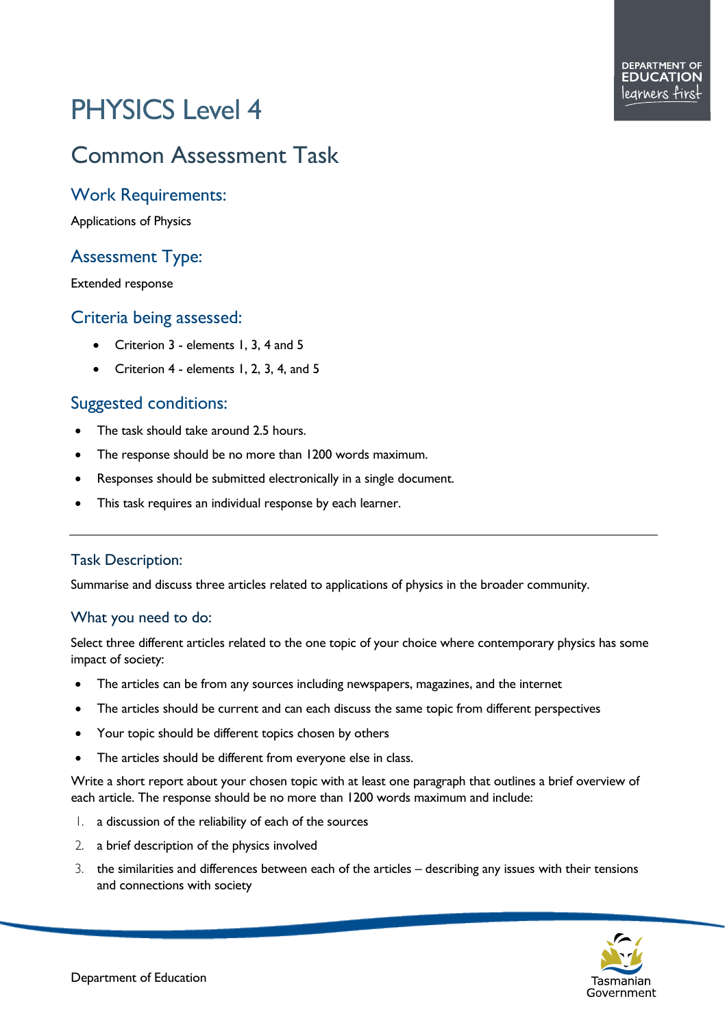# PHYSICS Level 4

## Common Assessment Task

### Work Requirements:

Applications of Physics

### Assessment Type:

Extended response

### Criteria being assessed:

- Criterion 3 - elements 1, 3, 4 and 5
- Criterion 4 - elements 1, 2, 3, 4, and 5

### Suggested conditions:

- The task should take around 2.5 hours.
- The response should be no more than 1200 words maximum.
- Responses should be submitted electronically in a single document.
- This task requires an individual response by each learner.

---

#### Task Description:

Summarise and discuss three articles related to applications of physics in the broader community.

#### What you need to do:

Select three different articles related to the one topic of your choice where contemporary physics has some impact of society:

- The articles can be from any sources including newspapers, magazines, and the internet
- The articles should be current and can each discuss the same topic from different perspectives
- Your topic should be different topics chosen by others
- The articles should be different from everyone else in class.

Write a short report about your chosen topic with at least one paragraph that outlines a brief overview of each article. The response should be no more than 1200 words maximum and include:

1. a discussion of the reliability of each of the sources
2. a brief description of the physics involved
3. the similarities and differences between each of the articles – describing any issues with their tensions and connections with society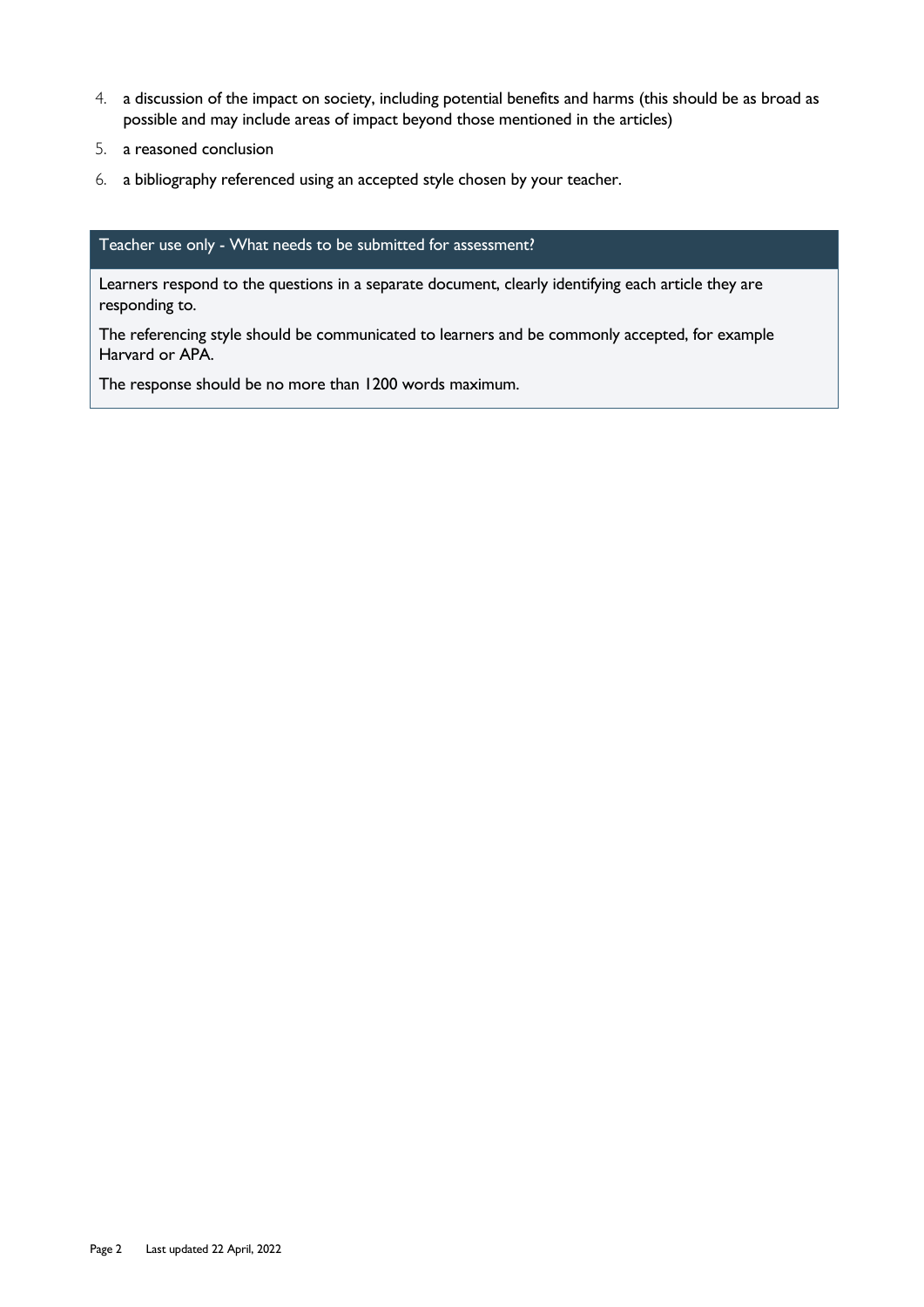4. a discussion of the impact on society, including potential benefits and harms (this should be as broad as possible and may include areas of impact beyond those mentioned in the articles)
5. a reasoned conclusion
6. a bibliography referenced using an accepted style chosen by your teacher.

### Teacher use only - What needs to be submitted for assessment?

Learners respond to the questions in a separate document, clearly identifying each article they are responding to.

The referencing style should be communicated to learners and be commonly accepted, for example Harvard or APA.

The response should be no more than 1200 words maximum.